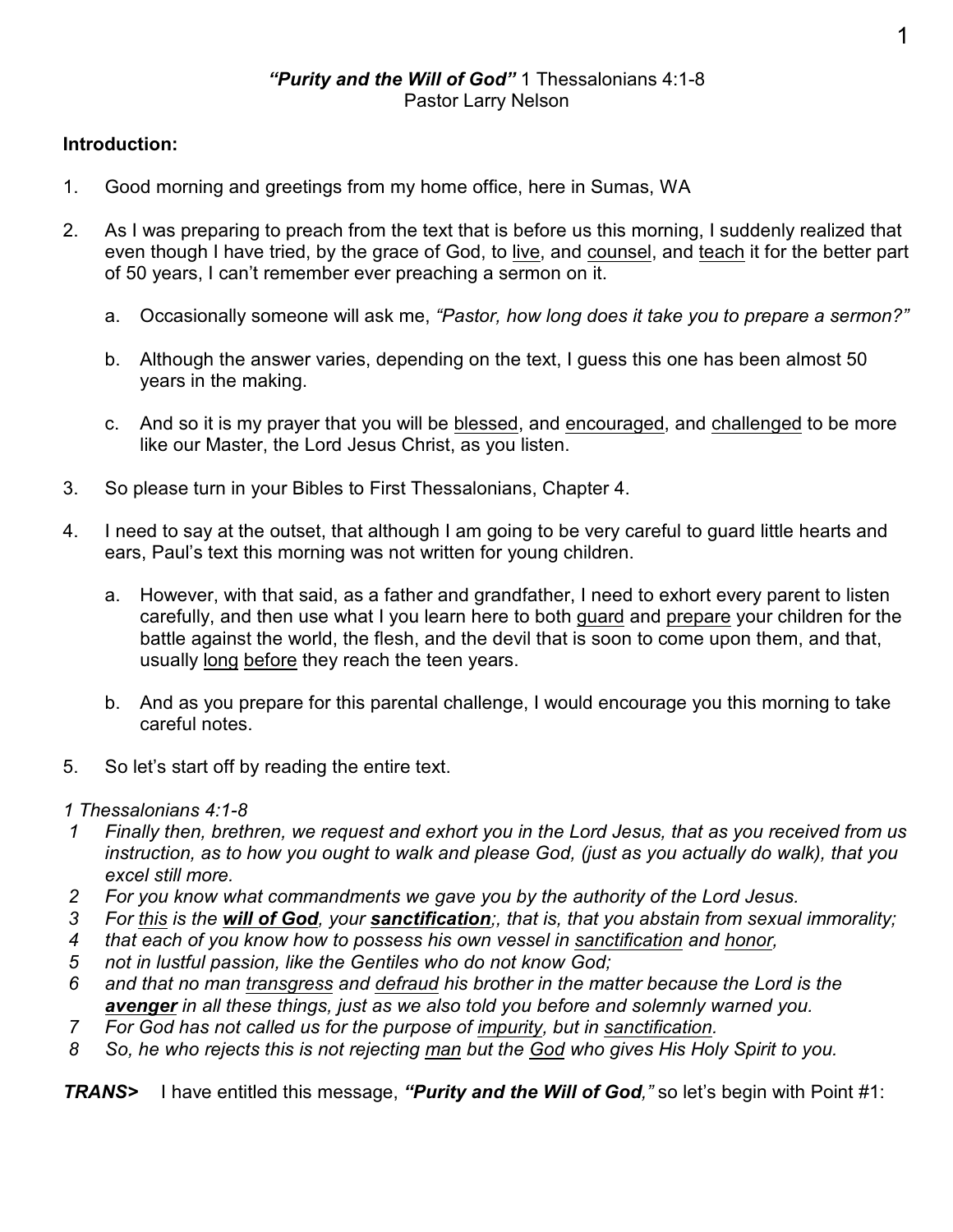***"Purity and the Will of God"*** 1 Thessalonians 4:1-8
Pastor Larry Nelson

**Introduction:**

1. Good morning and greetings from my home office, here in Sumas, WA

2. As I was preparing to preach from the text that is before us this morning, I suddenly realized that even though I have tried, by the grace of God, to <u>live</u>, and <u>counsel</u>, and <u>teach</u> it for the better part of 50 years, I can't remember ever preaching a sermon on it.

    a. Occasionally someone will ask me, *"Pastor, how long does it take you to prepare a sermon?"*

    b. Although the answer varies, depending on the text, I guess this one has been almost 50 years in the making.

    c. And so it is my prayer that you will be <u>blessed</u>, and <u>encouraged</u>, and <u>challenged</u> to be more like our Master, the Lord Jesus Christ, as you listen.

3. So please turn in your Bibles to First Thessalonians, Chapter 4.

4. I need to say at the outset, that although I am going to be very careful to guard little hearts and ears, Paul's text this morning was not written for young children.

    a. However, with that said, as a father and grandfather, I need to exhort every parent to listen carefully, and then use what I you learn here to both <u>guard</u> and <u>prepare</u> your children for the battle against the world, the flesh, and the devil that is soon to come upon them, and that, usually <u>long</u> <u>before</u> they reach the teen years.

    b. And as you prepare for this parental challenge, I would encourage you this morning to take careful notes.

5. So let's start off by reading the entire text.

*1 Thessalonians 4:1-8*

*1 Finally then, brethren, we request and exhort you in the Lord Jesus, that as you received from us instruction, as to how you ought to walk and please God, (just as you actually do walk), that you excel still more.*
*2 For you know what commandments we gave you by the authority of the Lord Jesus.*
*3 For <u>this</u> is the **<u>will of God</u>**, your **<u>sanctification</u>**;, that is, that you abstain from sexual immorality;*
*4 that each of you know how to possess his own vessel in <u>sanctification</u> and <u>honor</u>,*
*5 not in lustful passion, like the Gentiles who do not know God;*
*6 and that no man <u>transgress</u> and <u>defraud</u> his brother in the matter because the Lord is the **<u>avenger</u>** in all these things, just as we also told you before and solemnly warned you.*
*7 For God has not called us for the purpose of <u>impurity</u>, but in <u>sanctification</u>.*
*8 So, he who rejects this is not rejecting <u>man</u> but the <u>God</u> who gives His Holy Spirit to you.*

***TRANS>*** I have entitled this message, ***"Purity and the Will of God,"*** so let's begin with Point #1: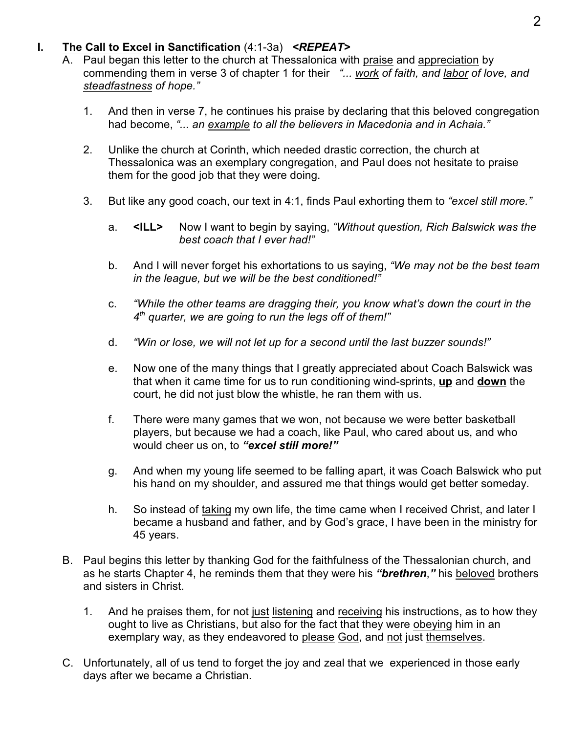## I. <u>The Call to Excel in Sanctification</u> (4:1-3a) ***<REPEAT>***

A. Paul began this letter to the church at Thessalonica with <u>praise</u> and <u>appreciation</u> by commending them in verse 3 of chapter 1 for their *"... <u>work</u> of faith, and <u>labor</u> of love, and <u>steadfastness</u> of hope."*

1. And then in verse 7, he continues his praise by declaring that this beloved congregation had become, *"... an <u>example</u> to all the believers in Macedonia and in Achaia."*

2. Unlike the church at Corinth, which needed drastic correction, the church at Thessalonica was an exemplary congregation, and Paul does not hesitate to praise them for the good job that they were doing.

3. But like any good coach, our text in 4:1, finds Paul exhorting them to *"excel still more."*

   a. **<ILL>** Now I want to begin by saying, *"Without question, Rich Balswick was the best coach that I ever had!"*

   b. And I will never forget his exhortations to us saying, *"We may not be the best team in the league, but we will be the best conditioned!"*

   c. *"While the other teams are dragging their, you know what's down the court in the 4th quarter, we are going to run the legs off of them!"*

   d. *"Win or lose, we will not let up for a second until the last buzzer sounds!"*

   e. Now one of the many things that I greatly appreciated about Coach Balswick was that when it came time for us to run conditioning wind-sprints, **<u>up</u>** and **<u>down</u>** the court, he did not just blow the whistle, he ran them <u>with</u> us.

   f. There were many games that we won, not because we were better basketball players, but because we had a coach, like Paul, who cared about us, and who would cheer us on, to ***"excel still more!"***

   g. And when my young life seemed to be falling apart, it was Coach Balswick who put his hand on my shoulder, and assured me that things would get better someday.

   h. So instead of <u>taking</u> my own life, the time came when I received Christ, and later I became a husband and father, and by God's grace, I have been in the ministry for 45 years.

B. Paul begins this letter by thanking God for the faithfulness of the Thessalonian church, and as he starts Chapter 4, he reminds them that they were his ***"brethren*,*"*** his <u>beloved</u> brothers and sisters in Christ.

1. And he praises them, for not <u>just</u> <u>listening</u> and <u>receiving</u> his instructions, as to how they ought to live as Christians, but also for the fact that they were <u>obeying</u> him in an exemplary way, as they endeavored to <u>please</u> <u>God</u>, and <u>not</u> just <u>themselves</u>.

C. Unfortunately, all of us tend to forget the joy and zeal that we experienced in those early days after we became a Christian.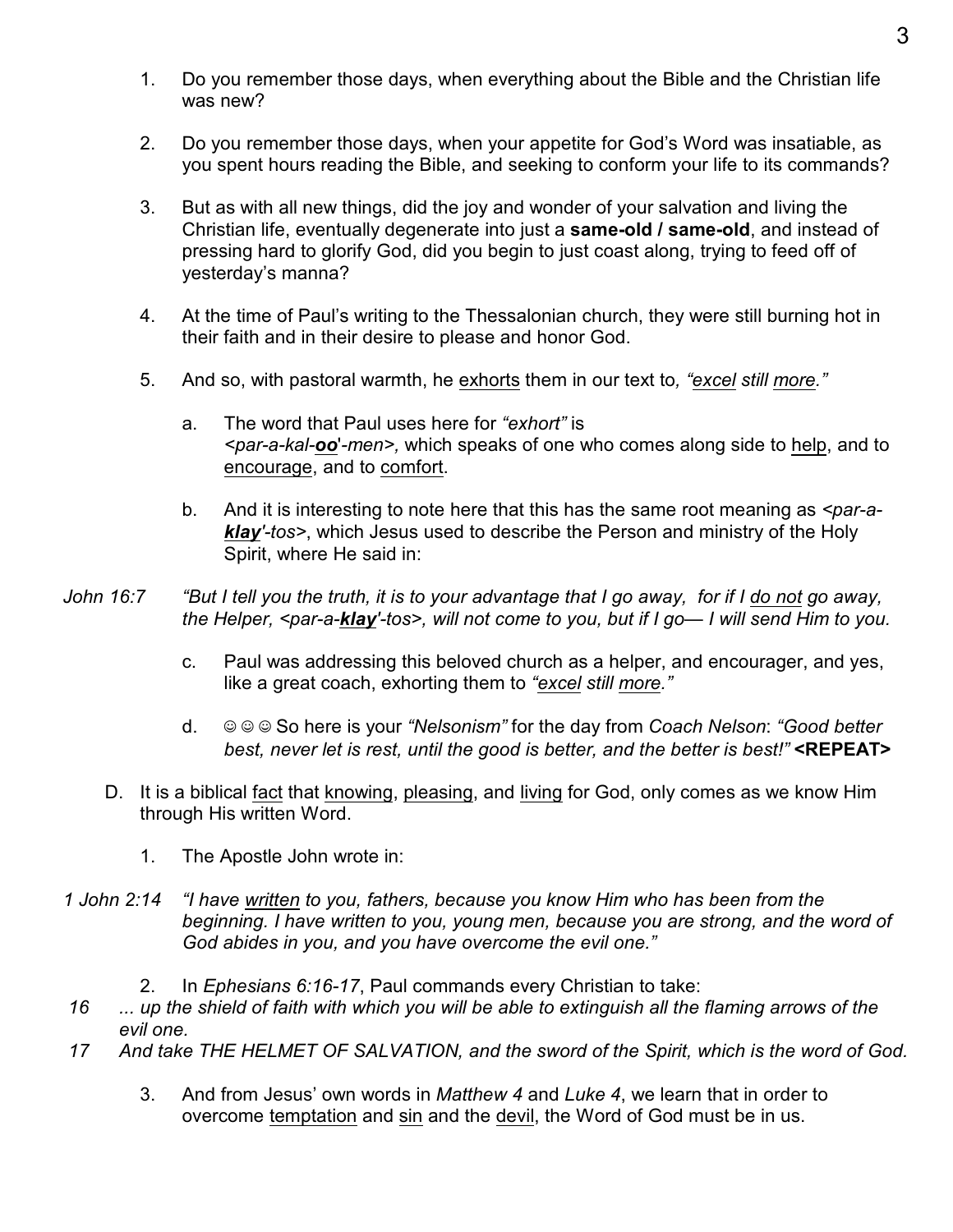1. Do you remember those days, when everything about the Bible and the Christian life was new?

2. Do you remember those days, when your appetite for God's Word was insatiable, as you spent hours reading the Bible, and seeking to conform your life to its commands?

3. But as with all new things, did the joy and wonder of your salvation and living the Christian life, eventually degenerate into just a **same-old / same-old**, and instead of pressing hard to glorify God, did you begin to just coast along, trying to feed off of yesterday's manna?

4. At the time of Paul's writing to the Thessalonian church, they were still burning hot in their faith and in their desire to please and honor God.

5. And so, with pastoral warmth, he <u>exhorts</u> them in our text to*, "<u>excel</u> still <u>more</u>."*

   a. The word that Paul uses here for *"exhort"* is *<par-a-kal-**<u>oo</u>**'-men>,* which speaks of one who comes along side to <u>help</u>, and to <u>encourage</u>, and to <u>comfort</u>.

   b. And it is interesting to note here that this has the same root meaning as *<par-a-**<u>klay</u>**'-tos>*, which Jesus used to describe the Person and ministry of the Holy Spirit, where He said in:

*John 16:7* *"But I tell you the truth, it is to your advantage that I go away, for if I <u>do not</u> go away, the Helper, <par-a-**<u>klay</u>**'-tos>, will not come to you, but if I go— I will send Him to you.*

   c. Paul was addressing this beloved church as a helper, and encourager, and yes, like a great coach, exhorting them to *"<u>excel</u> still <u>more</u>."*

   d. ☺☺☺ So here is your *"Nelsonism"* for the day from *Coach Nelson*: *"Good better best, never let is rest, until the good is better, and the better is best!"* **<REPEAT>**

D. It is a biblical <u>fact</u> that <u>knowing</u>, <u>pleasing</u>, and <u>living</u> for God, only comes as we know Him through His written Word.

1. The Apostle John wrote in:

*1 John 2:14* *"I have <u>written</u> to you, fathers, because you know Him who has been from the beginning. I have written to you, young men, because you are strong, and the word of God abides in you, and you have overcome the evil one."*

2. In *Ephesians 6:16-17*, Paul commands every Christian to take:

*16 ... up the shield of faith with which you will be able to extinguish all the flaming arrows of the evil one.*
*17 And take THE HELMET OF SALVATION, and the sword of the Spirit, which is the word of God.*

3. And from Jesus' own words in *Matthew 4* and *Luke 4*, we learn that in order to overcome <u>temptation</u> and <u>sin</u> and the <u>devil</u>, the Word of God must be in us.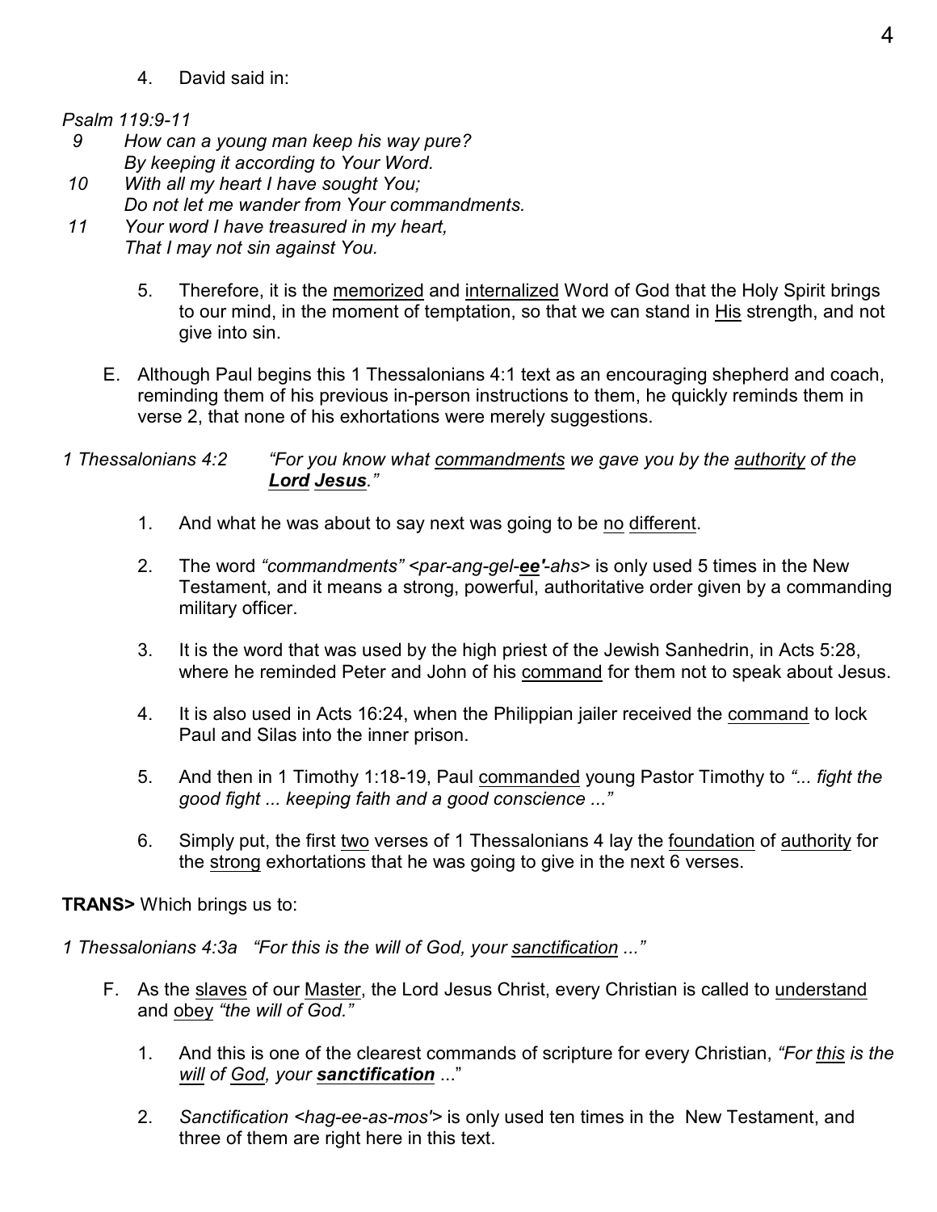4. David said in:

*Psalm 119:9-11*

*9 How can a young man keep his way pure?*
*By keeping it according to Your Word.*
*10 With all my heart I have sought You;*
*Do not let me wander from Your commandments.*
*11 Your word I have treasured in my heart,*
*That I may not sin against You.*

5. Therefore, it is the <u>memorized</u> and <u>internalized</u> Word of God that the Holy Spirit brings to our mind, in the moment of temptation, so that we can stand in <u>His</u> strength, and not give into sin.

E. Although Paul begins this 1 Thessalonians 4:1 text as an encouraging shepherd and coach, reminding them of his previous in-person instructions to them, he quickly reminds them in verse 2, that none of his exhortations were merely suggestions.

*1 Thessalonians 4:2* *"For you know what <u>commandments</u> we gave you by the <u>authority</u> of the **<u>Lord</u> <u>Jesus</u>**."*

1. And what he was about to say next was going to be <u>no</u> <u>different</u>.

2. The word *"commandments"* <par-ang-gel-***<u>ee'</u>***-ahs> is only used 5 times in the New Testament, and it means a strong, powerful, authoritative order given by a commanding military officer.

3. It is the word that was used by the high priest of the Jewish Sanhedrin, in Acts 5:28, where he reminded Peter and John of his <u>command</u> for them not to speak about Jesus.

4. It is also used in Acts 16:24, when the Philippian jailer received the <u>command</u> to lock Paul and Silas into the inner prison.

5. And then in 1 Timothy 1:18-19, Paul <u>commanded</u> young Pastor Timothy to *"... fight the good fight ... keeping faith and a good conscience ..."*

6. Simply put, the first <u>two</u> verses of 1 Thessalonians 4 lay the <u>foundation</u> of <u>authority</u> for the <u>strong</u> exhortations that he was going to give in the next 6 verses.

**TRANS>** Which brings us to:

*1 Thessalonians 4:3a "For this is the will of God, your <u>sanctification</u> ..."*

F. As the <u>slaves</u> of our <u>Master</u>, the Lord Jesus Christ, every Christian is called to <u>understand</u> and <u>obey</u> *"the will of God."*

1. And this is one of the clearest commands of scripture for every Christian, *"For <u>this</u> is the <u>will</u> of <u>God</u>, your **<u>sanctification</u>** ..."*

2. *Sanctification* <hag-ee-as-mos'> is only used ten times in the New Testament, and three of them are right here in this text.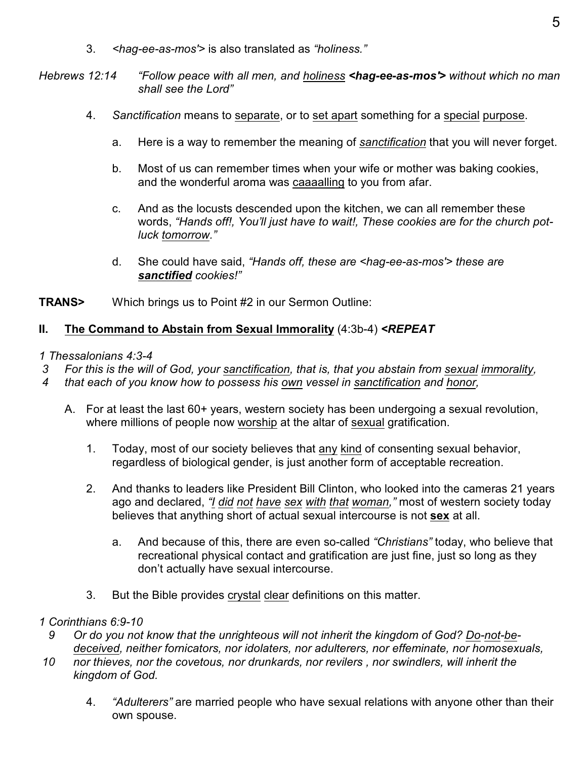3. <hag-ee-as-mos'> is also translated as *"holiness."*

*Hebrews 12:14* *"Follow peace with all men, and holiness* ***<hag-ee-as-mos'>*** *without which no man shall see the Lord"*

4. *Sanctification* means to separate, or to set apart something for a special purpose.

   a. Here is a way to remember the meaning of *sanctification* that you will never forget.

   b. Most of us can remember times when your wife or mother was baking cookies, and the wonderful aroma was caaaalling to you from afar.

   c. And as the locusts descended upon the kitchen, we can all remember these words, *"Hands off!, You'll just have to wait!, These cookies are for the church pot-luck tomorrow."*

   d. She could have said, *"Hands off, these are <hag-ee-as-mos'> these are* ***sanctified*** *cookies!"*

**TRANS>** Which brings us to Point #2 in our Sermon Outline:

## II. The Command to Abstain from Sexual Immorality (4:3b-4) *<REPEAT*

*1 Thessalonians 4:3-4*
*3 For this is the will of God, your sanctification, that is, that you abstain from sexual immorality,*
*4 that each of you know how to possess his own vessel in sanctification and honor,*

A. For at least the last 60+ years, western society has been undergoing a sexual revolution, where millions of people now worship at the altar of sexual gratification.

1. Today, most of our society believes that any kind of consenting sexual behavior, regardless of biological gender, is just another form of acceptable recreation.

2. And thanks to leaders like President Bill Clinton, who looked into the cameras 21 years ago and declared, *"I did not have sex with that woman,"* most of western society today believes that anything short of actual sexual intercourse is not **sex** at all.

   a. And because of this, there are even so-called *"Christians"* today, who believe that recreational physical contact and gratification are just fine, just so long as they don't actually have sexual intercourse.

3. But the Bible provides crystal clear definitions on this matter.

*1 Corinthians 6:9-10*
*9 Or do you not know that the unrighteous will not inherit the kingdom of God? Do-not-be-deceived, neither fornicators, nor idolaters, nor adulterers, nor effeminate, nor homosexuals,*
*10 nor thieves, nor the covetous, nor drunkards, nor revilers , nor swindlers, will inherit the kingdom of God.*

4. *"Adulterers"* are married people who have sexual relations with anyone other than their own spouse.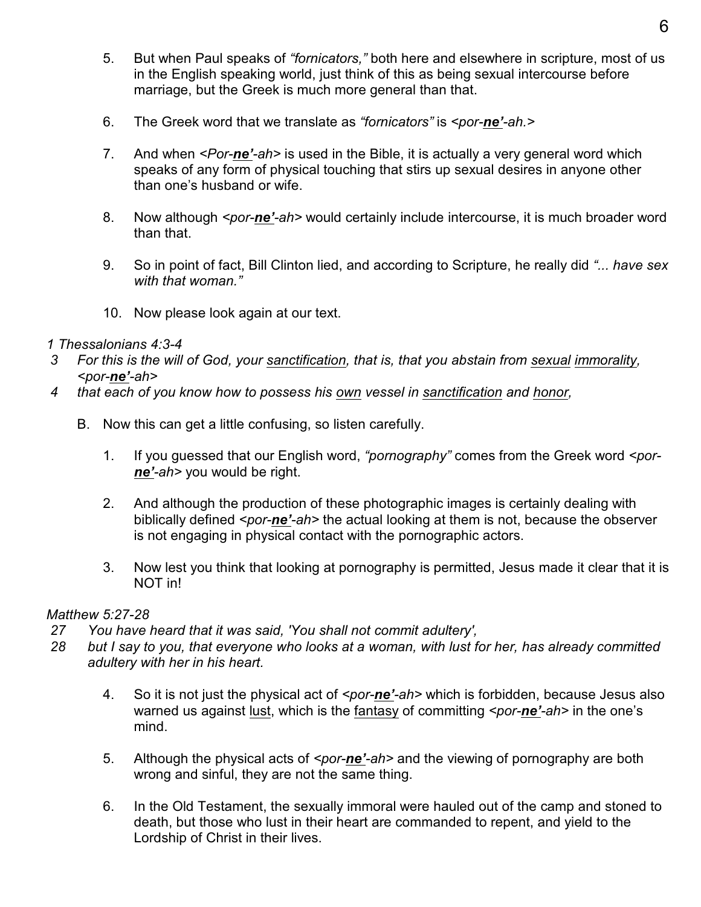5. But when Paul speaks of *"fornicators,"* both here and elsewhere in scripture, most of us in the English speaking world, just think of this as being sexual intercourse before marriage, but the Greek is much more general than that.

6. The Greek word that we translate as *"fornicators"* is *<por-**<u>ne'</u>**-ah.>*

7. And when *<Por-**<u>ne'</u>**-ah>* is used in the Bible, it is actually a very general word which speaks of any form of physical touching that stirs up sexual desires in anyone other than one's husband or wife.

8. Now although *<por-**<u>ne'</u>**-ah>* would certainly include intercourse, it is much broader word than that.

9. So in point of fact, Bill Clinton lied, and according to Scripture, he really did *"... have sex with that woman."*

10. Now please look again at our text.

*1 Thessalonians 4:3-4*
*3 For this is the will of God, your <u>sanctification</u>, that is, that you abstain from <u>sexual</u> <u>immorality</u>, <por-**<u>ne'</u>**-ah>*
*4 that each of you know how to possess his <u>own</u> vessel in <u>sanctification</u> and <u>honor</u>,*

B. Now this can get a little confusing, so listen carefully.

1. If you guessed that our English word, *"pornography"* comes from the Greek word *<por-**<u>ne'</u>**-ah>* you would be right.

2. And although the production of these photographic images is certainly dealing with biblically defined *<por-**<u>ne'</u>**-ah>* the actual looking at them is not, because the observer is not engaging in physical contact with the pornographic actors.

3. Now lest you think that looking at pornography is permitted, Jesus made it clear that it is NOT in!

*Matthew 5:27-28*
*27 You have heard that it was said, 'You shall not commit adultery',*
*28 but I say to you, that everyone who looks at a woman, with lust for her, has already committed adultery with her in his heart.*

4. So it is not just the physical act of *<por-**<u>ne'</u>**-ah>* which is forbidden, because Jesus also warned us against <u>lust</u>, which is the <u>fantasy</u> of committing *<por-**<u>ne'</u>**-ah>* in the one's mind.

5. Although the physical acts of *<por-**<u>ne'</u>**-ah>* and the viewing of pornography are both wrong and sinful, they are not the same thing.

6. In the Old Testament, the sexually immoral were hauled out of the camp and stoned to death, but those who lust in their heart are commanded to repent, and yield to the Lordship of Christ in their lives.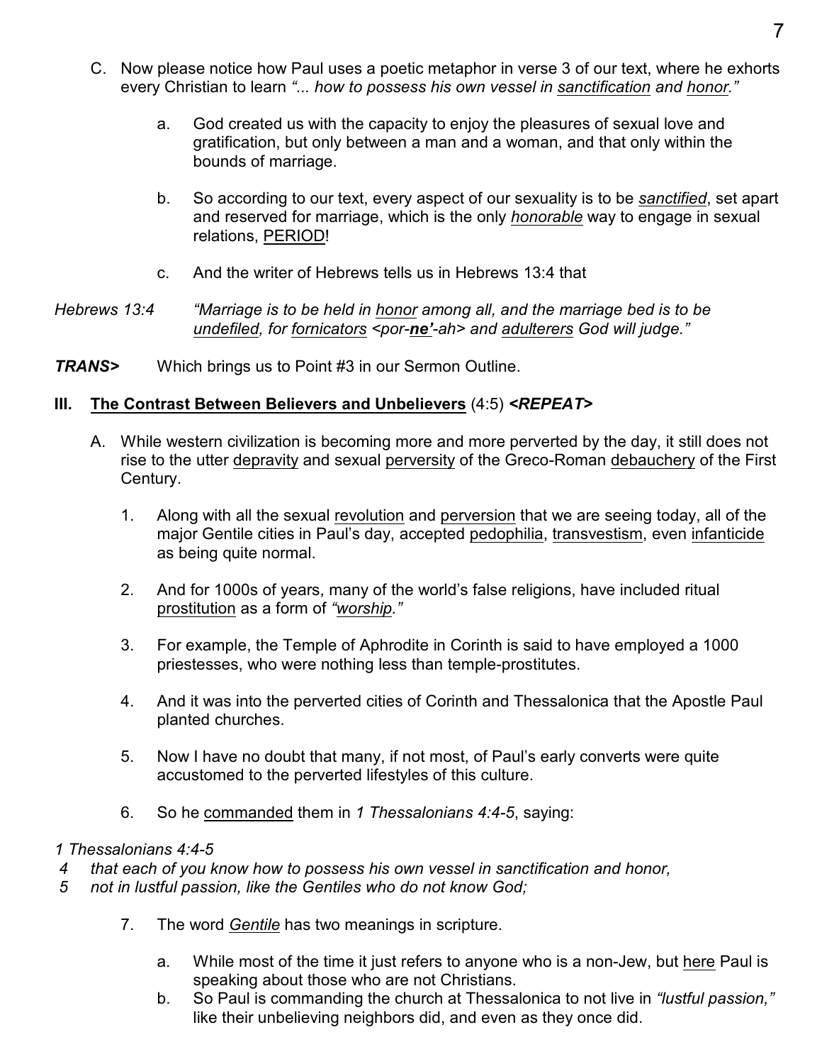C. Now please notice how Paul uses a poetic metaphor in verse 3 of our text, where he exhorts every Christian to learn *"... how to possess his own vessel in sanctification and honor."*

   a. God created us with the capacity to enjoy the pleasures of sexual love and gratification, but only between a man and a woman, and that only within the bounds of marriage.

   b. So according to our text, every aspect of our sexuality is to be *sanctified*, set apart and reserved for marriage, which is the only *honorable* way to engage in sexual relations, PERIOD!

   c. And the writer of Hebrews tells us in Hebrews 13:4 that

*Hebrews 13:4* *"Marriage is to be held in honor among all, and the marriage bed is to be undefiled, for fornicators <por-**ne'**-ah> and adulterers God will judge."*

***TRANS>*** Which brings us to Point #3 in our Sermon Outline.

### III. The Contrast Between Believers and Unbelievers (4:5) *<REPEAT>*

A. While western civilization is becoming more and more perverted by the day, it still does not rise to the utter depravity and sexual perversity of the Greco-Roman debauchery of the First Century.

   1. Along with all the sexual revolution and perversion that we are seeing today, all of the major Gentile cities in Paul's day, accepted pedophilia, transvestism, even infanticide as being quite normal.

   2. And for 1000s of years, many of the world's false religions, have included ritual prostitution as a form of *"worship."*

   3. For example, the Temple of Aphrodite in Corinth is said to have employed a 1000 priestesses, who were nothing less than temple-prostitutes.

   4. And it was into the perverted cities of Corinth and Thessalonica that the Apostle Paul planted churches.

   5. Now I have no doubt that many, if not most, of Paul's early converts were quite accustomed to the perverted lifestyles of this culture.

   6. So he commanded them in *1 Thessalonians 4:4-5*, saying:

*1 Thessalonians 4:4-5*
*4 that each of you know how to possess his own vessel in sanctification and honor,*
*5 not in lustful passion, like the Gentiles who do not know God;*

   7. The word *Gentile* has two meanings in scripture.

      a. While most of the time it just refers to anyone who is a non-Jew, but here Paul is speaking about those who are not Christians.

      b. So Paul is commanding the church at Thessalonica to not live in *"lustful passion,"* like their unbelieving neighbors did, and even as they once did.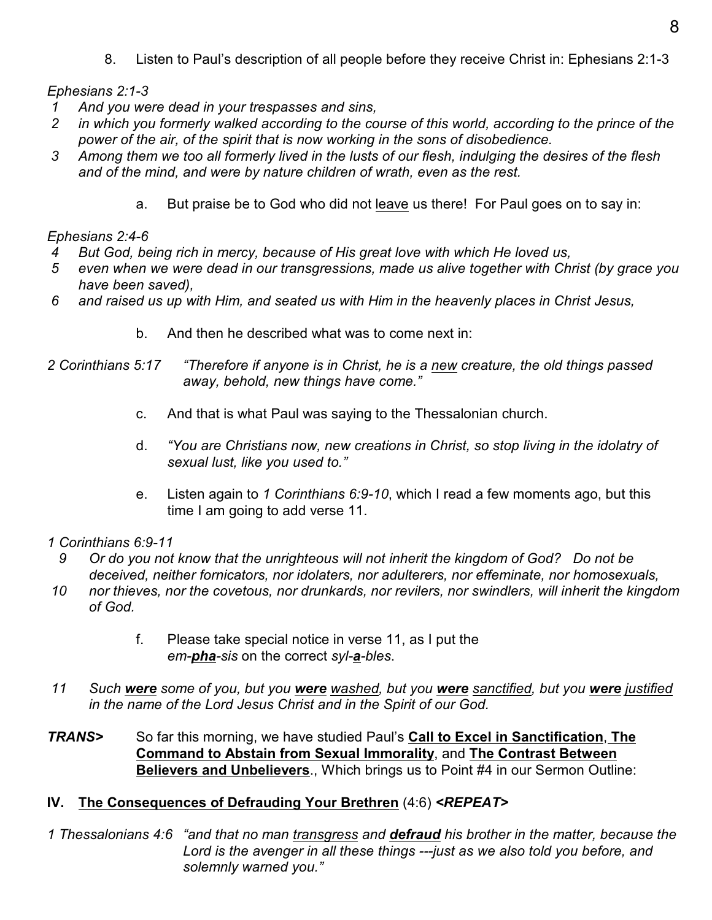8. Listen to Paul's description of all people before they receive Christ in: Ephesians 2:1-3

*Ephesians 2:1-3*

*1 And you were dead in your trespasses and sins,*
*2 in which you formerly walked according to the course of this world, according to the prince of the power of the air, of the spirit that is now working in the sons of disobedience.*
*3 Among them we too all formerly lived in the lusts of our flesh, indulging the desires of the flesh and of the mind, and were by nature children of wrath, even as the rest.*

a. But praise be to God who did not <u>leave</u> us there! For Paul goes on to say in:

*Ephesians 2:4-6*

*4 But God, being rich in mercy, because of His great love with which He loved us,*
*5 even when we were dead in our transgressions, made us alive together with Christ (by grace you have been saved),*
*6 and raised us up with Him, and seated us with Him in the heavenly places in Christ Jesus,*

b. And then he described what was to come next in:

*2 Corinthians 5:17* *"Therefore if anyone is in Christ, he is a <u>new</u> creature, the old things passed away, behold, new things have come."*

c. And that is what Paul was saying to the Thessalonian church.

d. *"You are Christians now, new creations in Christ, so stop living in the idolatry of sexual lust, like you used to."*

e. Listen again to *1 Corinthians 6:9-10*, which I read a few moments ago, but this time I am going to add verse 11.

*1 Corinthians 6:9-11*

*9 Or do you not know that the unrighteous will not inherit the kingdom of God? Do not be deceived, neither fornicators, nor idolaters, nor adulterers, nor effeminate, nor homosexuals,*
*10 nor thieves, nor the covetous, nor drunkards, nor revilers, nor swindlers, will inherit the kingdom of God.*

f. Please take special notice in verse 11, as I put the *em-**<u>pha</u>**-sis* on the correct *syl-**<u>a</u>**-bles*.

*11 Such **<u>were</u>** some of you, but you **<u>were</u>** <u>washed</u>, but you **<u>were</u>** <u>sanctified</u>, but you **<u>were</u>** <u>justified</u> in the name of the Lord Jesus Christ and in the Spirit of our God.*

***TRANS>*** So far this morning, we have studied Paul's **<u>Call to Excel in Sanctification</u>**, **<u>The Command to Abstain from Sexual Immorality</u>**, and **<u>The Contrast Between Believers and Unbelievers</u>**., Which brings us to Point #4 in our Sermon Outline:

## IV. <u>The Consequences of Defrauding Your Brethren</u> (4:6) *<REPEAT>*

*1 Thessalonians 4:6* *"and that no man <u>transgress</u> and **<u>defraud</u>** his brother in the matter, because the Lord is the avenger in all these things ---just as we also told you before, and solemnly warned you."*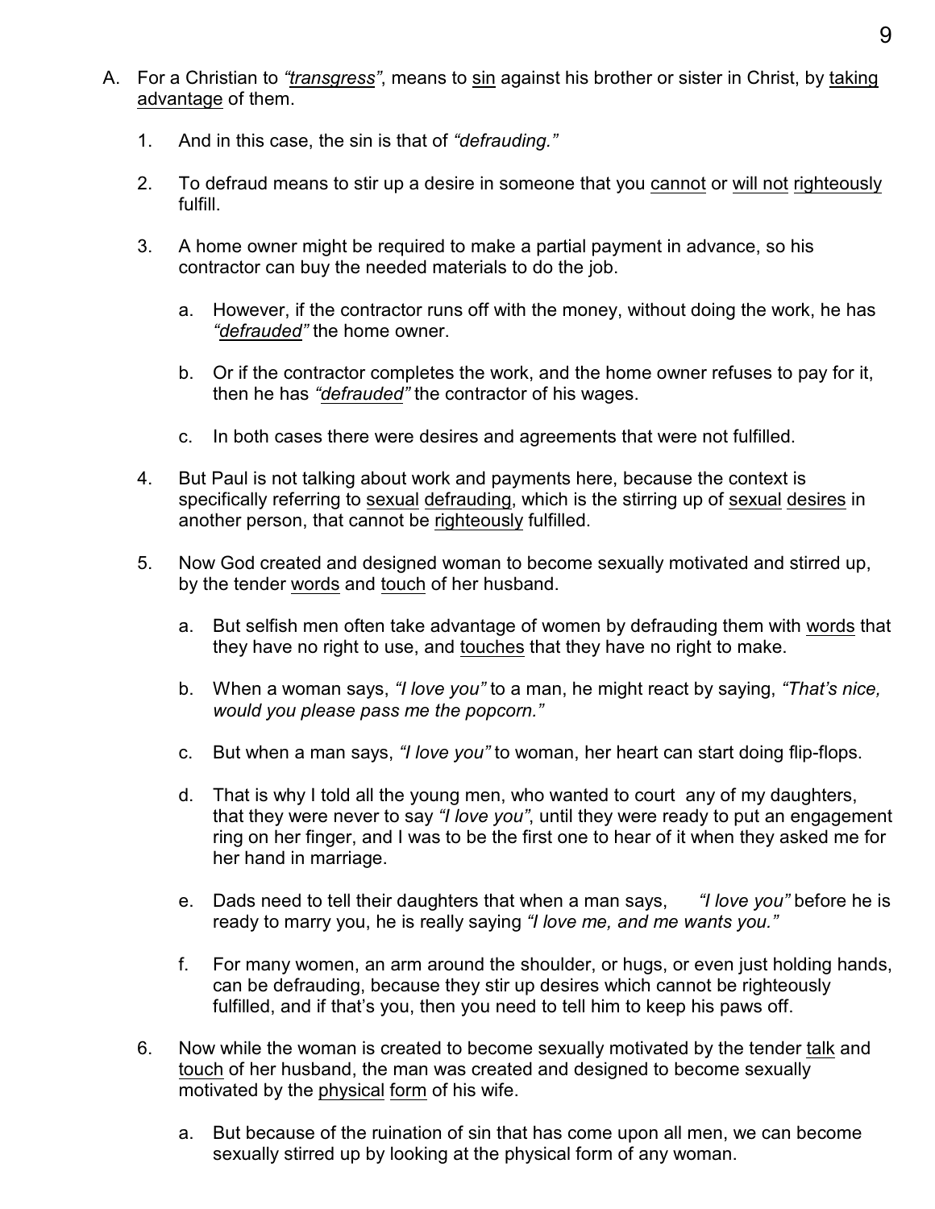A. For a Christian to *"transgress"*, means to sin against his brother or sister in Christ, by taking advantage of them.

   1. And in this case, the sin is that of *"defrauding."*

   2. To defraud means to stir up a desire in someone that you cannot or will not righteously fulfill.

   3. A home owner might be required to make a partial payment in advance, so his contractor can buy the needed materials to do the job.

      a. However, if the contractor runs off with the money, without doing the work, he has *"defrauded"* the home owner.

      b. Or if the contractor completes the work, and the home owner refuses to pay for it, then he has *"defrauded"* the contractor of his wages.

      c. In both cases there were desires and agreements that were not fulfilled.

   4. But Paul is not talking about work and payments here, because the context is specifically referring to sexual defrauding, which is the stirring up of sexual desires in another person, that cannot be righteously fulfilled.

   5. Now God created and designed woman to become sexually motivated and stirred up, by the tender words and touch of her husband.

      a. But selfish men often take advantage of women by defrauding them with words that they have no right to use, and touches that they have no right to make.

      b. When a woman says, *"I love you"* to a man, he might react by saying, *"That's nice, would you please pass me the popcorn."*

      c. But when a man says, *"I love you"* to woman, her heart can start doing flip-flops.

      d. That is why I told all the young men, who wanted to court any of my daughters, that they were never to say *"I love you"*, until they were ready to put an engagement ring on her finger, and I was to be the first one to hear of it when they asked me for her hand in marriage.

      e. Dads need to tell their daughters that when a man says, *"I love you"* before he is ready to marry you, he is really saying *"I love me, and me wants you."*

      f. For many women, an arm around the shoulder, or hugs, or even just holding hands, can be defrauding, because they stir up desires which cannot be righteously fulfilled, and if that's you, then you need to tell him to keep his paws off.

   6. Now while the woman is created to become sexually motivated by the tender talk and touch of her husband, the man was created and designed to become sexually motivated by the physical form of his wife.

      a. But because of the ruination of sin that has come upon all men, we can become sexually stirred up by looking at the physical form of any woman.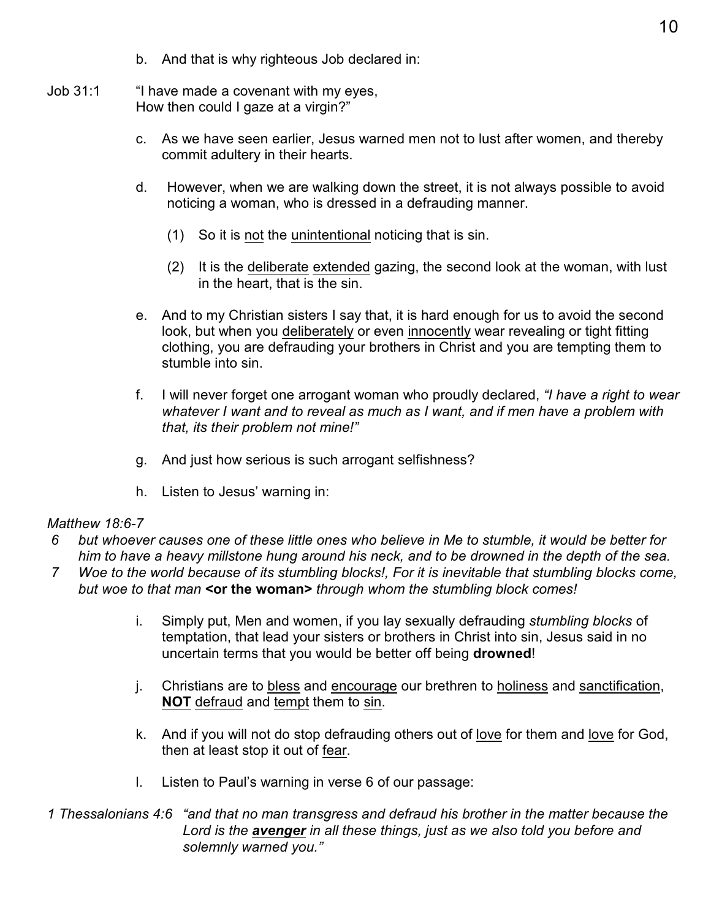b. And that is why righteous Job declared in:

Job 31:1 "I have made a covenant with my eyes,
How then could I gaze at a virgin?"

c. As we have seen earlier, Jesus warned men not to lust after women, and thereby commit adultery in their hearts.

d. However, when we are walking down the street, it is not always possible to avoid noticing a woman, who is dressed in a defrauding manner.

(1) So it is <u>not</u> the <u>unintentional</u> noticing that is sin.

(2) It is the <u>deliberate</u> <u>extended</u> gazing, the second look at the woman, with lust in the heart, that is the sin.

e. And to my Christian sisters I say that, it is hard enough for us to avoid the second look, but when you <u>deliberately</u> or even <u>innocently</u> wear revealing or tight fitting clothing, you are defrauding your brothers in Christ and you are tempting them to stumble into sin.

f. I will never forget one arrogant woman who proudly declared, *"I have a right to wear whatever I want and to reveal as much as I want, and if men have a problem with that, its their problem not mine!"*

g. And just how serious is such arrogant selfishness?

h. Listen to Jesus' warning in:

*Matthew 18:6-7*
*6 but whoever causes one of these little ones who believe in Me to stumble, it would be better for him to have a heavy millstone hung around his neck, and to be drowned in the depth of the sea.*
*7 Woe to the world because of its stumbling blocks!, For it is inevitable that stumbling blocks come, but woe to that man* **<or the woman>** *through whom the stumbling block comes!*

i. Simply put, Men and women, if you lay sexually defrauding *stumbling blocks* of temptation, that lead your sisters or brothers in Christ into sin, Jesus said in no uncertain terms that you would be better off being **drowned**!

j. Christians are to <u>bless</u> and <u>encourage</u> our brethren to <u>holiness</u> and <u>sanctification</u>, <u>**NOT**</u> <u>defraud</u> and <u>tempt</u> them to <u>sin</u>.

k. And if you will not do stop defrauding others out of <u>love</u> for them and <u>love</u> for God, then at least stop it out of <u>fear</u>.

l. Listen to Paul's warning in verse 6 of our passage:

*1 Thessalonians 4:6 "and that no man transgress and defraud his brother in the matter because the Lord is the* ***<u>avenger</u>*** *in all these things, just as we also told you before and solemnly warned you."*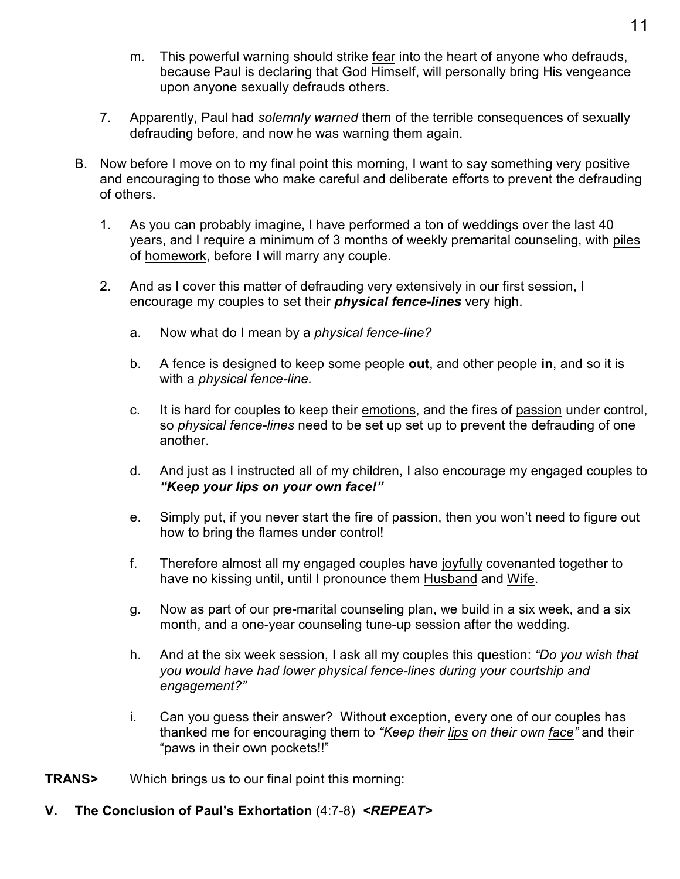m. This powerful warning should strike fear into the heart of anyone who defrauds, because Paul is declaring that God Himself, will personally bring His vengeance upon anyone sexually defrauds others.

7. Apparently, Paul had *solemnly warned* them of the terrible consequences of sexually defrauding before, and now he was warning them again.

B. Now before I move on to my final point this morning, I want to say something very positive and encouraging to those who make careful and deliberate efforts to prevent the defrauding of others.

1. As you can probably imagine, I have performed a ton of weddings over the last 40 years, and I require a minimum of 3 months of weekly premarital counseling, with piles of homework, before I will marry any couple.

2. And as I cover this matter of defrauding very extensively in our first session, I encourage my couples to set their ***physical fence-lines*** very high.

a. Now what do I mean by a *physical fence-line?*

b. A fence is designed to keep some people **out**, and other people **in**, and so it is with a *physical fence-line.*

c. It is hard for couples to keep their emotions, and the fires of passion under control, so *physical fence-lines* need to be set up set up to prevent the defrauding of one another.

d. And just as I instructed all of my children, I also encourage my engaged couples to ***"Keep your lips on your own face!"***

e. Simply put, if you never start the fire of passion, then you won't need to figure out how to bring the flames under control!

f. Therefore almost all my engaged couples have joyfully covenanted together to have no kissing until, until I pronounce them Husband and Wife.

g. Now as part of our pre-marital counseling plan, we build in a six week, and a six month, and a one-year counseling tune-up session after the wedding.

h. And at the six week session, I ask all my couples this question: *"Do you wish that you would have had lower physical fence-lines during your courtship and engagement?"*

i. Can you guess their answer? Without exception, every one of our couples has thanked me for encouraging them to *"Keep their lips on their own face"* and their "paws in their own pockets!!"

**TRANS>** Which brings us to our final point this morning:

## V. The Conclusion of Paul's Exhortation (4:7-8) *<REPEAT>*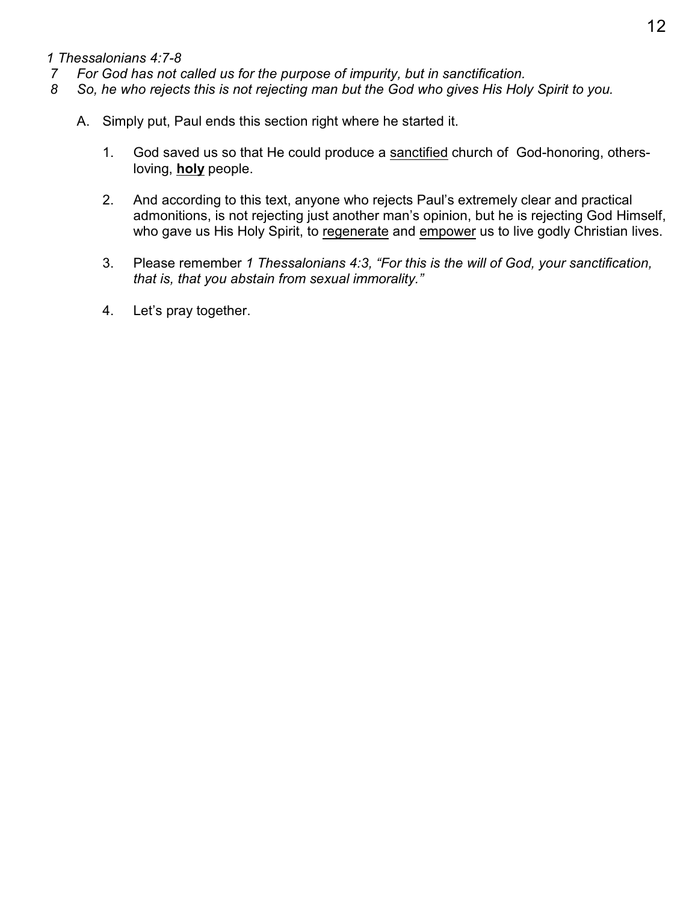*1 Thessalonians 4:7-8*

*7 For God has not called us for the purpose of impurity, but in sanctification.*

*8 So, he who rejects this is not rejecting man but the God who gives His Holy Spirit to you.*

A. Simply put, Paul ends this section right where he started it.

1. God saved us so that He could produce a <u>sanctified</u> church of God-honoring, others-loving, <u>**holy**</u> people.

2. And according to this text, anyone who rejects Paul's extremely clear and practical admonitions, is not rejecting just another man's opinion, but he is rejecting God Himself, who gave us His Holy Spirit, to <u>regenerate</u> and <u>empower</u> us to live godly Christian lives.

3. Please remember *1 Thessalonians 4:3, "For this is the will of God, your sanctification, that is, that you abstain from sexual immorality."*

4. Let's pray together.